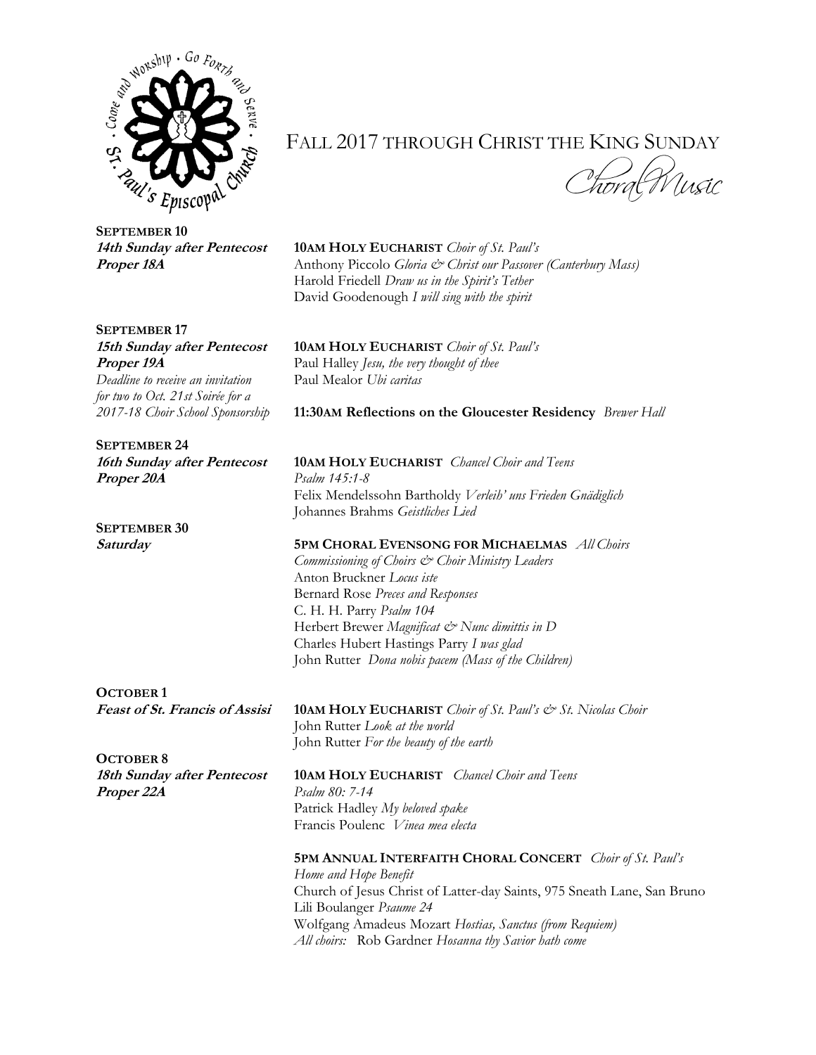# FALL 2017 THROUGH CHRIST THE KING SUNDAY

## Choral Music

**SEPTEMBER 10**
***14th Sunday after Pentecost***
***Proper 18A***

**10AM HOLY EUCHARIST** *Choir of St. Paul's*
Anthony Piccolo *Gloria & Christ our Passover (Canterbury Mass)*
Harold Friedell *Draw us in the Spirit's Tether*
David Goodenough *I will sing with the spirit*

**SEPTEMBER 17**
***15th Sunday after Pentecost***
***Proper 19A***
*Deadline to receive an invitation for two to Oct. 21st Soirée for a 2017-18 Choir School Sponsorship*

**10AM HOLY EUCHARIST** *Choir of St. Paul's*
Paul Halley *Jesu, the very thought of thee*
Paul Mealor *Ubi caritas*

**11:30AM Reflections on the Gloucester Residency** *Brewer Hall*

**SEPTEMBER 24**
***16th Sunday after Pentecost***
***Proper 20A***

**10AM HOLY EUCHARIST** *Chancel Choir and Teens*
*Psalm 145:1-8*
Felix Mendelssohn Bartholdy *Verleih' uns Frieden Gnädiglich*
Johannes Brahms *Geistliches Lied*

**SEPTEMBER 30**
***Saturday***

**5PM CHORAL EVENSONG FOR MICHAELMAS** *All Choirs*
*Commissioning of Choirs & Choir Ministry Leaders*
Anton Bruckner *Locus iste*
Bernard Rose *Preces and Responses*
C. H. H. Parry *Psalm 104*
Herbert Brewer *Magnificat & Nunc dimittis in D*
Charles Hubert Hastings Parry *I was glad*
John Rutter *Dona nobis pacem (Mass of the Children)*

**OCTOBER 1**
***Feast of St. Francis of Assisi***

**10AM HOLY EUCHARIST** *Choir of St. Paul's & St. Nicolas Choir*
John Rutter *Look at the world*
John Rutter *For the beauty of the earth*

**OCTOBER 8**
***18th Sunday after Pentecost***
***Proper 22A***

**10AM HOLY EUCHARIST** *Chancel Choir and Teens*
*Psalm 80: 7-14*
Patrick Hadley *My beloved spake*
Francis Poulenc *Vinea mea electa*

**5PM ANNUAL INTERFAITH CHORAL CONCERT** *Choir of St. Paul's*
*Home and Hope Benefit*
Church of Jesus Christ of Latter-day Saints, 975 Sneath Lane, San Bruno
Lili Boulanger *Psaume 24*
Wolfgang Amadeus Mozart *Hostias, Sanctus (from Requiem)*
*All choirs:* Rob Gardner *Hosanna thy Savior hath come*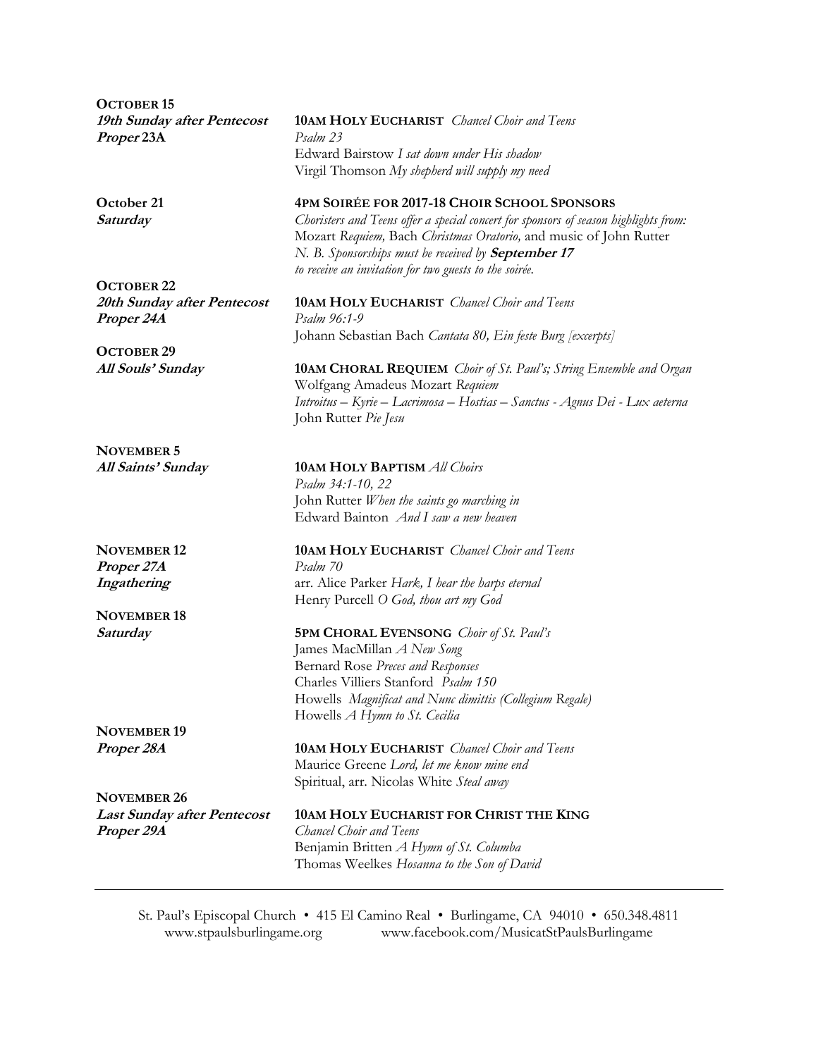**OCTOBER 15**
***19th Sunday after Pentecost***
***Proper* 23A**

**10AM HOLY EUCHARIST** *Chancel Choir and Teens*
*Psalm 23*
Edward Bairstow *I sat down under His shadow*
Virgil Thomson *My shepherd will supply my need*

**October 21**
***Saturday***

**4PM SOIRÉE FOR 2017-18 CHOIR SCHOOL SPONSORS**
*Choristers and Teens offer a special concert for sponsors of season highlights from:*
Mozart *Requiem,* Bach *Christmas Oratorio,* and music of John Rutter
*N. B. Sponsorships must be received by* ***September 17***
*to receive an invitation for two guests to the soirée.*

**OCTOBER 22**
***20th Sunday after Pentecost***
***Proper 24A***

**10AM HOLY EUCHARIST** *Chancel Choir and Teens*
*Psalm 96:1-9*
Johann Sebastian Bach *Cantata 80, Ein feste Burg [excerpts]*

**OCTOBER 29**
***All Souls' Sunday***

**10AM CHORAL REQUIEM** *Choir of St. Paul's; String Ensemble and Organ*
Wolfgang Amadeus Mozart *Requiem*
*Introitus – Kyrie – Lacrimosa – Hostias – Sanctus - Agnus Dei - Lux aeterna*
John Rutter *Pie Jesu*

**NOVEMBER 5**
***All Saints' Sunday***

**10AM HOLY BAPTISM** *All Choirs*
*Psalm 34:1-10, 22*
John Rutter *When the saints go marching in*
Edward Bainton *And I saw a new heaven*

**NOVEMBER 12**
***Proper 27A***
***Ingathering***

**10AM HOLY EUCHARIST** *Chancel Choir and Teens*
*Psalm 70*
arr. Alice Parker *Hark, I hear the harps eternal*
Henry Purcell *O God, thou art my God*

**NOVEMBER 18**
***Saturday***

**5PM CHORAL EVENSONG** *Choir of St. Paul's*
James MacMillan *A New Song*
Bernard Rose *Preces and Responses*
Charles Villiers Stanford *Psalm 150*
Howells *Magnificat and Nunc dimittis (Collegium Regale)*
Howells *A Hymn to St. Cecilia*

**NOVEMBER 19**
***Proper 28A***

**10AM HOLY EUCHARIST** *Chancel Choir and Teens*
Maurice Greene *Lord, let me know mine end*
Spiritual, arr. Nicolas White *Steal away*

**NOVEMBER 26**
***Last Sunday after Pentecost***
***Proper 29A***

**10AM HOLY EUCHARIST FOR CHRIST THE KING**
*Chancel Choir and Teens*
Benjamin Britten *A Hymn of St. Columba*
Thomas Weelkes *Hosanna to the Son of David*

---

St. Paul's Episcopal Church • 415 El Camino Real • Burlingame, CA 94010 • 650.348.4811
www.stpaulsburlingame.org www.facebook.com/MusicatStPaulsBurlingame